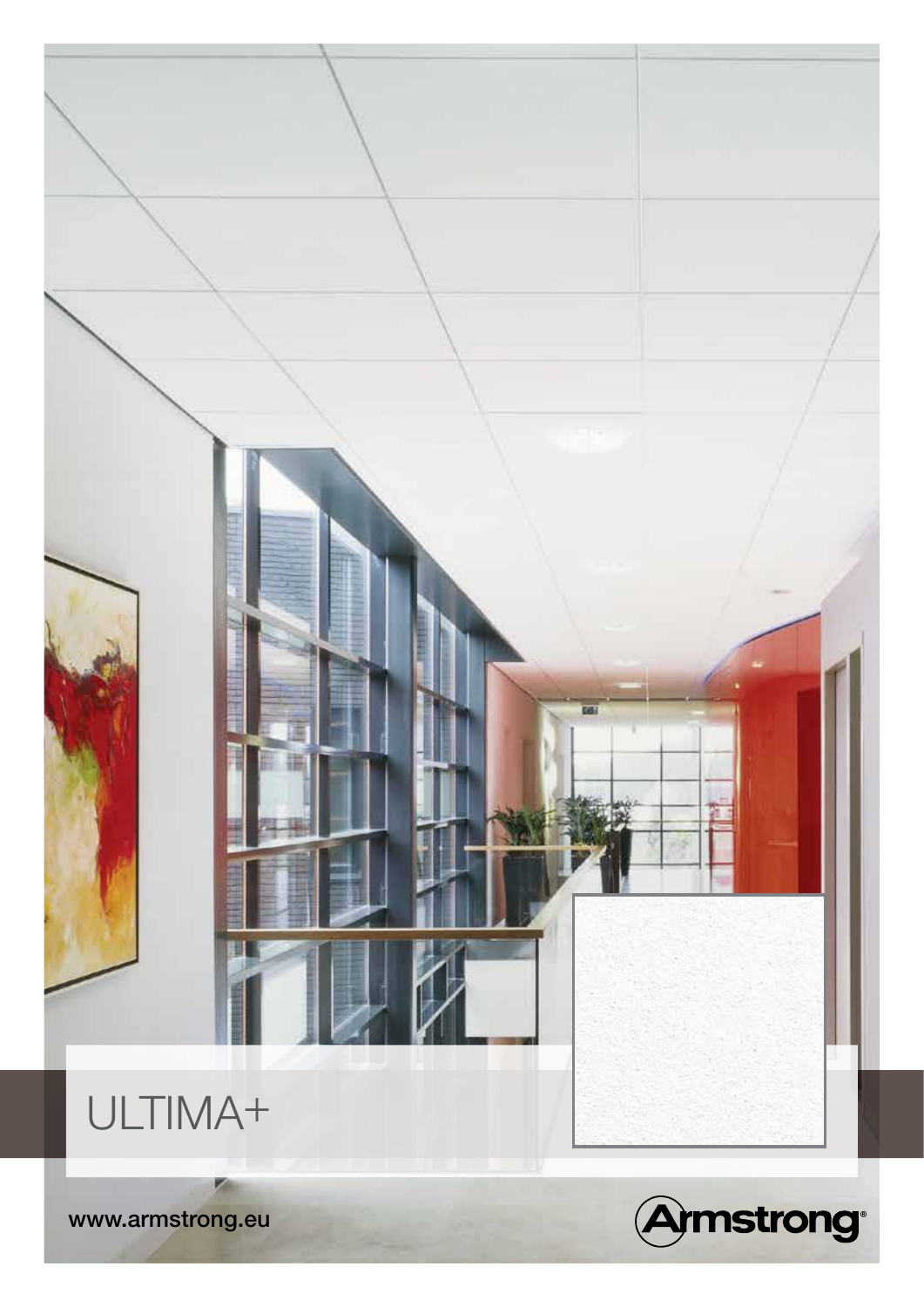# ULTIMA+

www.armstrong.eu

Armstrong®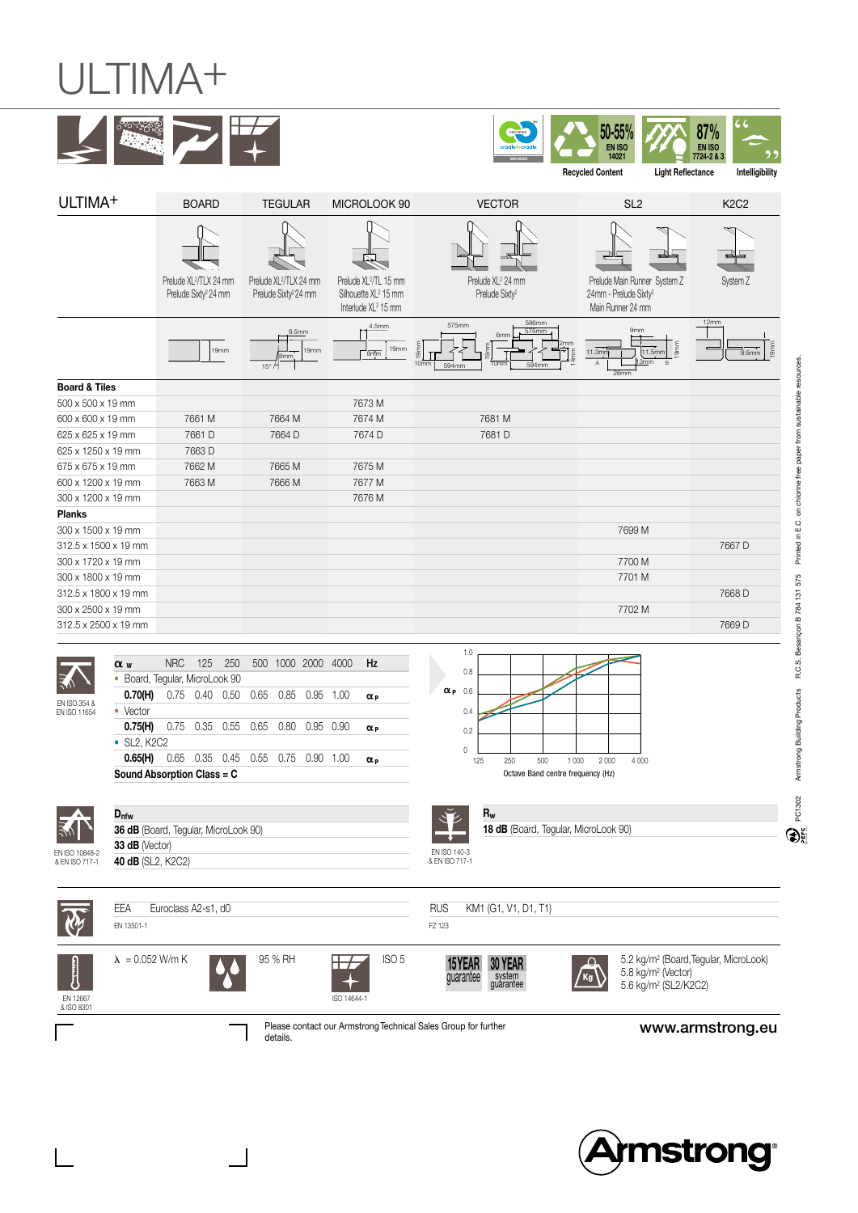# ULTIMA+

50-55% EN ISO 14021 — Recycled Content

87% EN ISO 7724-2 & 3 — Light Reflectance

Intelligibility

| ULTIMA+ | BOARD | TEGULAR | MICROLOOK 90 | VECTOR | SL2 | K2C2 |
|---|---|---|---|---|---|---|
| | Prelude XL²/TLX 24 mm Prelude Sixty² 24 mm | Prelude XL²/TLX 24 mm Prelude Sixty² 24 mm | Prelude XL²/TL 15 mm Silhouette XL² 15 mm Interlude XL² 15 mm | Prelude XL² 24 mm Prelude Sixty² | Prelude Main Runner System Z 24mm - Prelude Sixty² Main Runner 24 mm | System Z |
| | 19mm | 9.5mm 19mm 8mm 15° | 4.5mm 19mm 8mm | 575mm 586mm 575mm 6mm 19mm 10mm 594mm 19mm 10mm 594mm 2mm 14mm | 9mm 11.3mm 11.5mm 13mm 19mm A B 26mm | 12mm 9.5mm 19mm |
| **Board & Tiles** | | | | | | |
| 500 x 500 x 19 mm | | | 7673 M | | | |
| 600 x 600 x 19 mm | 7661 M | 7664 M | 7674 M | 7681 M | | |
| 625 x 625 x 19 mm | 7661 D | 7664 D | 7674 D | 7681 D | | |
| 625 x 1250 x 19 mm | 7663 D | | | | | |
| 675 x 675 x 19 mm | 7662 M | 7665 M | 7675 M | | | |
| 600 x 1200 x 19 mm | 7663 M | 7666 M | 7677 M | | | |
| 300 x 1200 x 19 mm | | | 7676 M | | | |
| **Planks** | | | | | | |
| 300 x 1500 x 19 mm | | | | | 7699 M | |
| 312.5 x 1500 x 19 mm | | | | | | 7667 D |
| 300 x 1720 x 19 mm | | | | | 7700 M | |
| 300 x 1800 x 19 mm | | | | | 7701 M | |
| 312.5 x 1800 x 19 mm | | | | | | 7668 D |
| 300 x 2500 x 19 mm | | | | | 7702 M | |
| 312.5 x 2500 x 19 mm | | | | | | 7669 D |

EN ISO 354 & EN ISO 11654

| $\alpha_w$ | NRC | 125 | 250 | 500 | 1000 | 2000 | 4000 | Hz |
|---|---|---|---|---|---|---|---|---|
| • Board, Tegular, MicroLook 90 | | | | | | | | |
| **0.70(H)** | 0.75 | 0.40 | 0.50 | 0.65 | 0.85 | 0.95 | 1.00 | $\alpha_p$ |
| • Vector | | | | | | | | |
| **0.75(H)** | 0.75 | 0.35 | 0.55 | 0.65 | 0.80 | 0.95 | 0.90 | $\alpha_p$ |
| • SL2, K2C2 | | | | | | | | |
| **0.65(H)** | 0.65 | 0.35 | 0.45 | 0.55 | 0.75 | 0.90 | 1.00 | $\alpha_p$ |

**Sound Absorption Class = C**

$\alpha_p$
1.0
0.8
0.6
0.4
0.2
0
125 250 500 1 000 2 000 4 000
Octave Band centre frequency (Hz)

EN ISO 10848-2 & EN ISO 717-1

$D_{nfw}$
**36 dB** (Board, Tegular, MicroLook 90)
**33 dB** (Vector)
**40 dB** (SL2, K2C2)

EN ISO 140-3 & EN ISO 717-1

$R_w$
**18 dB** (Board, Tegular, MicroLook 90)

EEA Euroclass A2-s1, d0
EN 13501-1

RUS KM1 (G1, V1, D1, T1)
FZ 123

EN 12667 & ISO 8301

λ = 0.052 W/m K

95 % RH

ISO 5
ISO 14644-1

15 YEAR guarantee — 30 YEAR system guarantee

5.2 kg/m² (Board,Tegular, MicroLook)
5.8 kg/m² (Vector)
5.6 kg/m² (SL2/K2C2)

Please contact our Armstrong Technical Sales Group for further details.

**www.armstrong.eu**

Printed in E.C. on chlorine free paper from sustainable resources. Armstrong Building Products R.C.S. Besançon B 784 131 575 PC1302